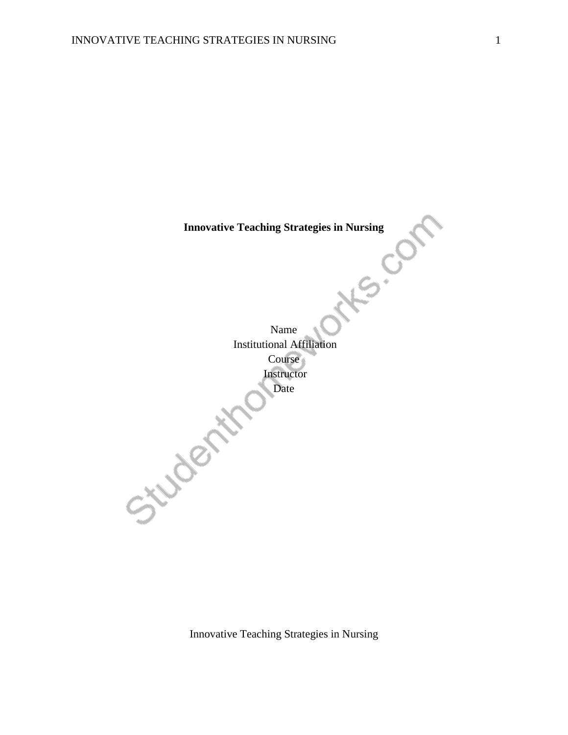**Innovative Teaching Strategies in Nursing**

Name
Institutional Affiliation
Course
Instructor
Date

Innovative Teaching Strategies in Nursing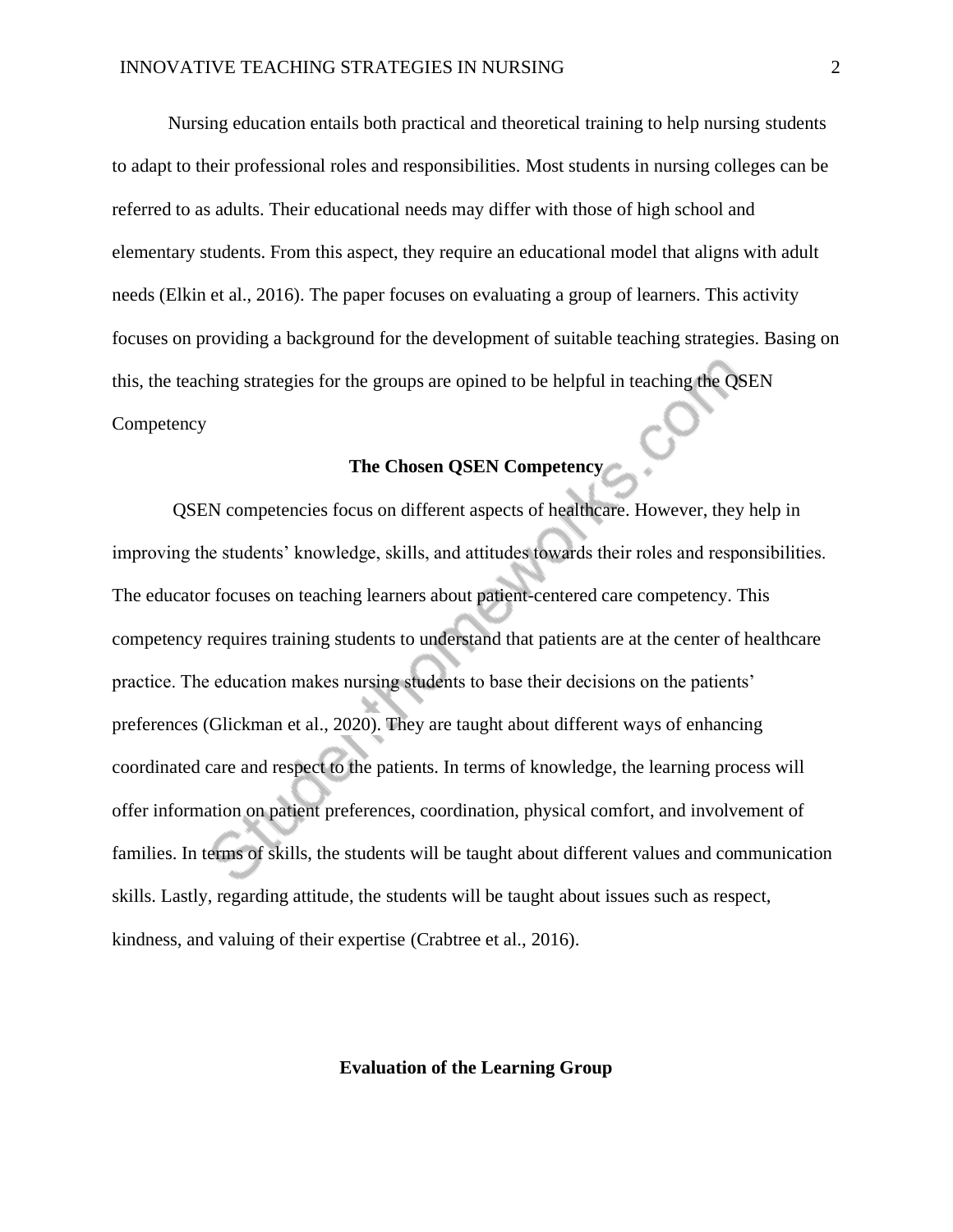Nursing education entails both practical and theoretical training to help nursing students to adapt to their professional roles and responsibilities. Most students in nursing colleges can be referred to as adults. Their educational needs may differ with those of high school and elementary students. From this aspect, they require an educational model that aligns with adult needs (Elkin et al., 2016). The paper focuses on evaluating a group of learners. This activity focuses on providing a background for the development of suitable teaching strategies. Basing on this, the teaching strategies for the groups are opined to be helpful in teaching the QSEN Competency

## The Chosen QSEN Competency

QSEN competencies focus on different aspects of healthcare. However, they help in improving the students' knowledge, skills, and attitudes towards their roles and responsibilities. The educator focuses on teaching learners about patient-centered care competency. This competency requires training students to understand that patients are at the center of healthcare practice. The education makes nursing students to base their decisions on the patients' preferences (Glickman et al., 2020). They are taught about different ways of enhancing coordinated care and respect to the patients. In terms of knowledge, the learning process will offer information on patient preferences, coordination, physical comfort, and involvement of families. In terms of skills, the students will be taught about different values and communication skills. Lastly, regarding attitude, the students will be taught about issues such as respect, kindness, and valuing of their expertise (Crabtree et al., 2016).

## Evaluation of the Learning Group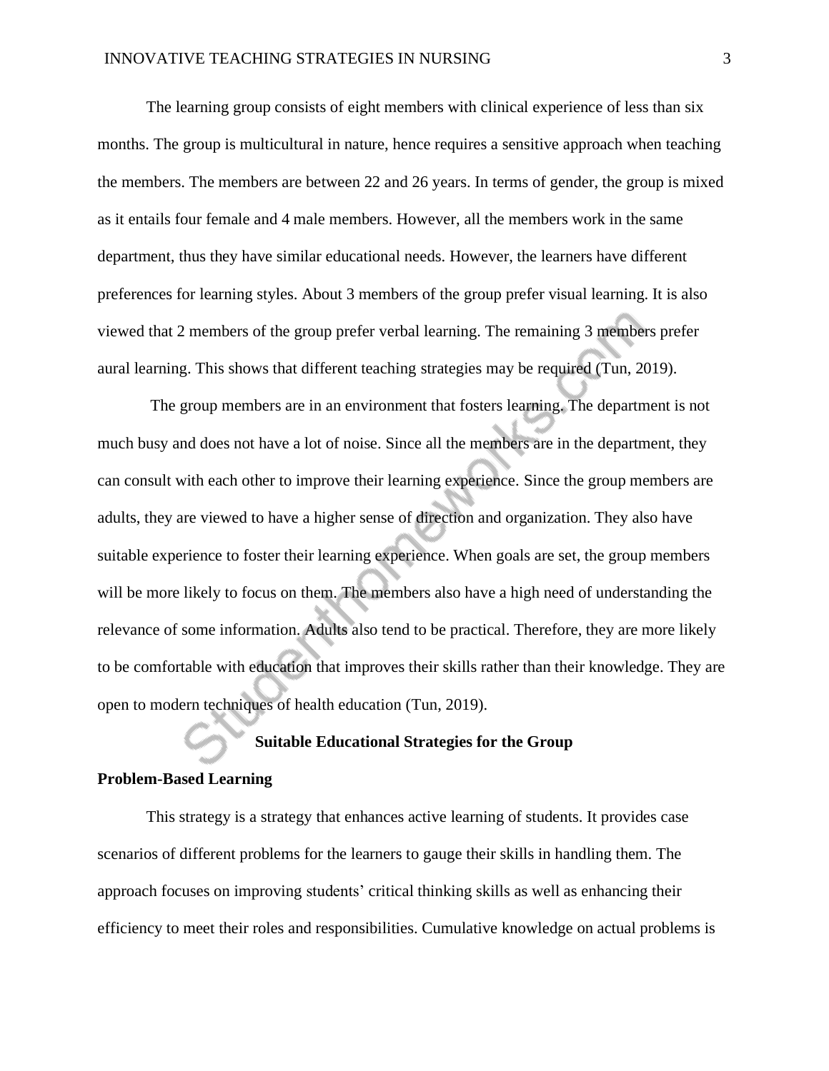The learning group consists of eight members with clinical experience of less than six months. The group is multicultural in nature, hence requires a sensitive approach when teaching the members. The members are between 22 and 26 years. In terms of gender, the group is mixed as it entails four female and 4 male members. However, all the members work in the same department, thus they have similar educational needs. However, the learners have different preferences for learning styles. About 3 members of the group prefer visual learning. It is also viewed that 2 members of the group prefer verbal learning. The remaining 3 members prefer aural learning. This shows that different teaching strategies may be required (Tun, 2019).

The group members are in an environment that fosters learning. The department is not much busy and does not have a lot of noise. Since all the members are in the department, they can consult with each other to improve their learning experience. Since the group members are adults, they are viewed to have a higher sense of direction and organization. They also have suitable experience to foster their learning experience. When goals are set, the group members will be more likely to focus on them. The members also have a high need of understanding the relevance of some information. Adults also tend to be practical. Therefore, they are more likely to be comfortable with education that improves their skills rather than their knowledge. They are open to modern techniques of health education (Tun, 2019).

## Suitable Educational Strategies for the Group

### Problem-Based Learning

This strategy is a strategy that enhances active learning of students. It provides case scenarios of different problems for the learners to gauge their skills in handling them. The approach focuses on improving students' critical thinking skills as well as enhancing their efficiency to meet their roles and responsibilities. Cumulative knowledge on actual problems is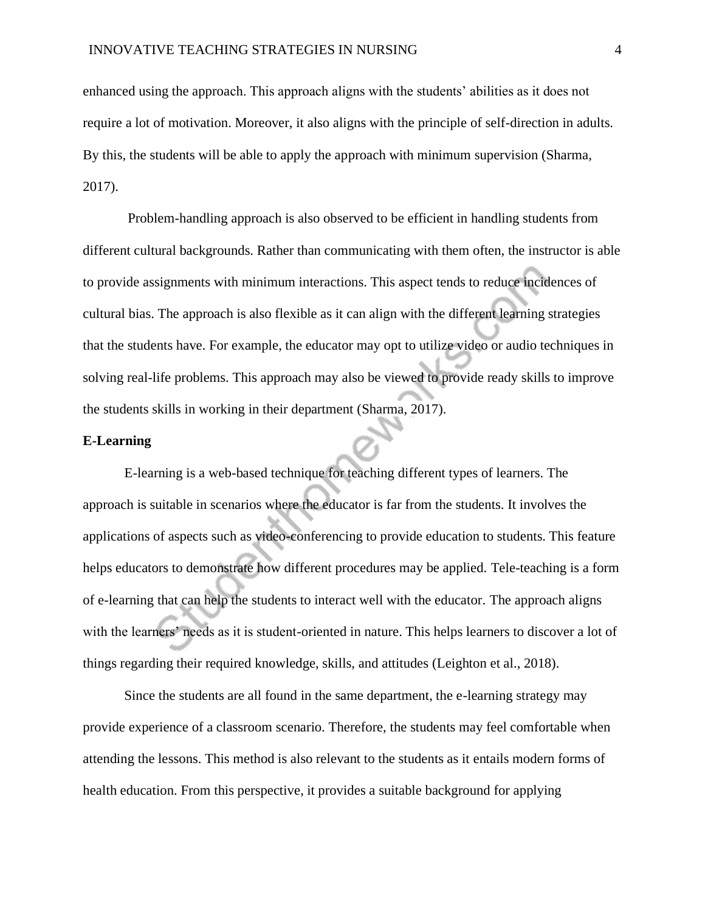enhanced using the approach. This approach aligns with the students' abilities as it does not require a lot of motivation. Moreover, it also aligns with the principle of self-direction in adults. By this, the students will be able to apply the approach with minimum supervision (Sharma, 2017).

Problem-handling approach is also observed to be efficient in handling students from different cultural backgrounds. Rather than communicating with them often, the instructor is able to provide assignments with minimum interactions. This aspect tends to reduce incidences of cultural bias. The approach is also flexible as it can align with the different learning strategies that the students have. For example, the educator may opt to utilize video or audio techniques in solving real-life problems. This approach may also be viewed to provide ready skills to improve the students skills in working in their department (Sharma, 2017).

**E-Learning**

E-learning is a web-based technique for teaching different types of learners. The approach is suitable in scenarios where the educator is far from the students. It involves the applications of aspects such as video-conferencing to provide education to students. This feature helps educators to demonstrate how different procedures may be applied. Tele-teaching is a form of e-learning that can help the students to interact well with the educator. The approach aligns with the learners' needs as it is student-oriented in nature. This helps learners to discover a lot of things regarding their required knowledge, skills, and attitudes (Leighton et al., 2018).

Since the students are all found in the same department, the e-learning strategy may provide experience of a classroom scenario. Therefore, the students may feel comfortable when attending the lessons. This method is also relevant to the students as it entails modern forms of health education. From this perspective, it provides a suitable background for applying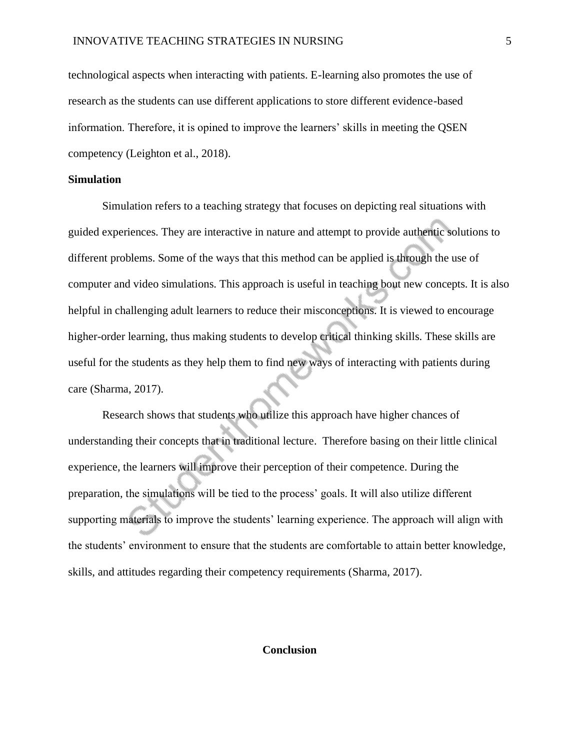technological aspects when interacting with patients. E-learning also promotes the use of research as the students can use different applications to store different evidence-based information. Therefore, it is opined to improve the learners' skills in meeting the QSEN competency (Leighton et al., 2018).

**Simulation**

Simulation refers to a teaching strategy that focuses on depicting real situations with guided experiences. They are interactive in nature and attempt to provide authentic solutions to different problems. Some of the ways that this method can be applied is through the use of computer and video simulations. This approach is useful in teaching bout new concepts. It is also helpful in challenging adult learners to reduce their misconceptions. It is viewed to encourage higher-order learning, thus making students to develop critical thinking skills. These skills are useful for the students as they help them to find new ways of interacting with patients during care (Sharma, 2017).

Research shows that students who utilize this approach have higher chances of understanding their concepts that in traditional lecture. Therefore basing on their little clinical experience, the learners will improve their perception of their competence. During the preparation, the simulations will be tied to the process' goals. It will also utilize different supporting materials to improve the students' learning experience. The approach will align with the students' environment to ensure that the students are comfortable to attain better knowledge, skills, and attitudes regarding their competency requirements (Sharma, 2017).

## Conclusion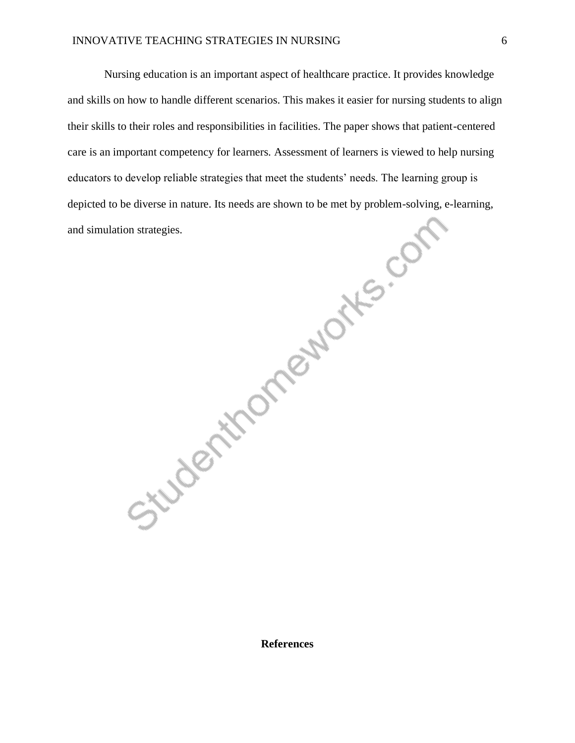Nursing education is an important aspect of healthcare practice. It provides knowledge and skills on how to handle different scenarios. This makes it easier for nursing students to align their skills to their roles and responsibilities in facilities. The paper shows that patient-centered care is an important competency for learners. Assessment of learners is viewed to help nursing educators to develop reliable strategies that meet the students' needs. The learning group is depicted to be diverse in nature. Its needs are shown to be met by problem-solving, e-learning, and simulation strategies.

## References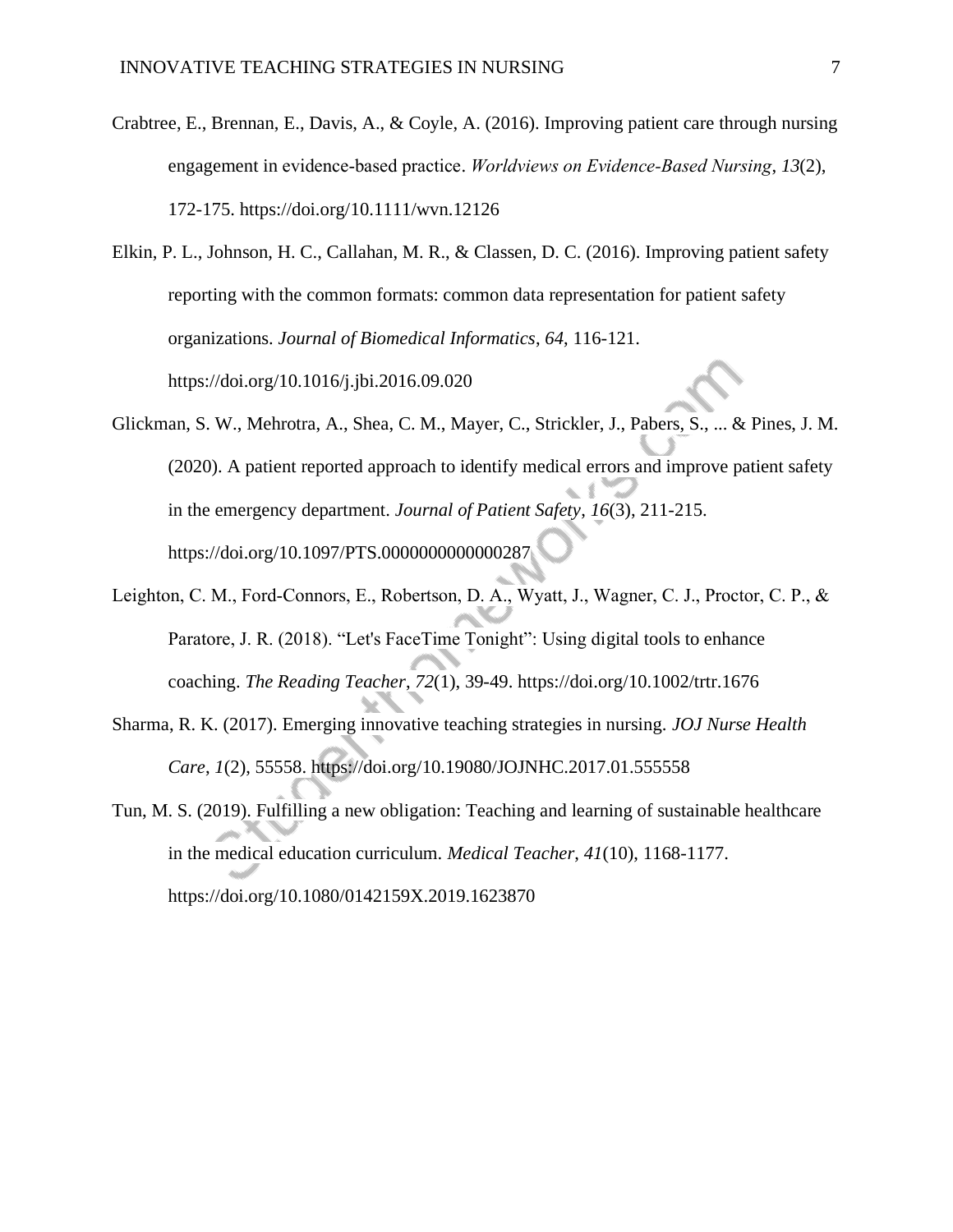Crabtree, E., Brennan, E., Davis, A., & Coyle, A. (2016). Improving patient care through nursing engagement in evidence-based practice. *Worldviews on Evidence-Based Nursing*, *13*(2), 172-175. https://doi.org/10.1111/wvn.12126

Elkin, P. L., Johnson, H. C., Callahan, M. R., & Classen, D. C. (2016). Improving patient safety reporting with the common formats: common data representation for patient safety organizations. *Journal of Biomedical Informatics*, *64*, 116-121. https://doi.org/10.1016/j.jbi.2016.09.020

Glickman, S. W., Mehrotra, A., Shea, C. M., Mayer, C., Strickler, J., Pabers, S., ... & Pines, J. M. (2020). A patient reported approach to identify medical errors and improve patient safety in the emergency department. *Journal of Patient Safety*, *16*(3), 211-215. https://doi.org/10.1097/PTS.0000000000000287

Leighton, C. M., Ford-Connors, E., Robertson, D. A., Wyatt, J., Wagner, C. J., Proctor, C. P., & Paratore, J. R. (2018). "Let's FaceTime Tonight": Using digital tools to enhance coaching. *The Reading Teacher*, *72*(1), 39-49. https://doi.org/10.1002/trtr.1676

Sharma, R. K. (2017). Emerging innovative teaching strategies in nursing. *JOJ Nurse Health Care*, *1*(2), 55558. https://doi.org/10.19080/JOJNHC.2017.01.555558

Tun, M. S. (2019). Fulfilling a new obligation: Teaching and learning of sustainable healthcare in the medical education curriculum. *Medical Teacher*, *41*(10), 1168-1177. https://doi.org/10.1080/0142159X.2019.1623870